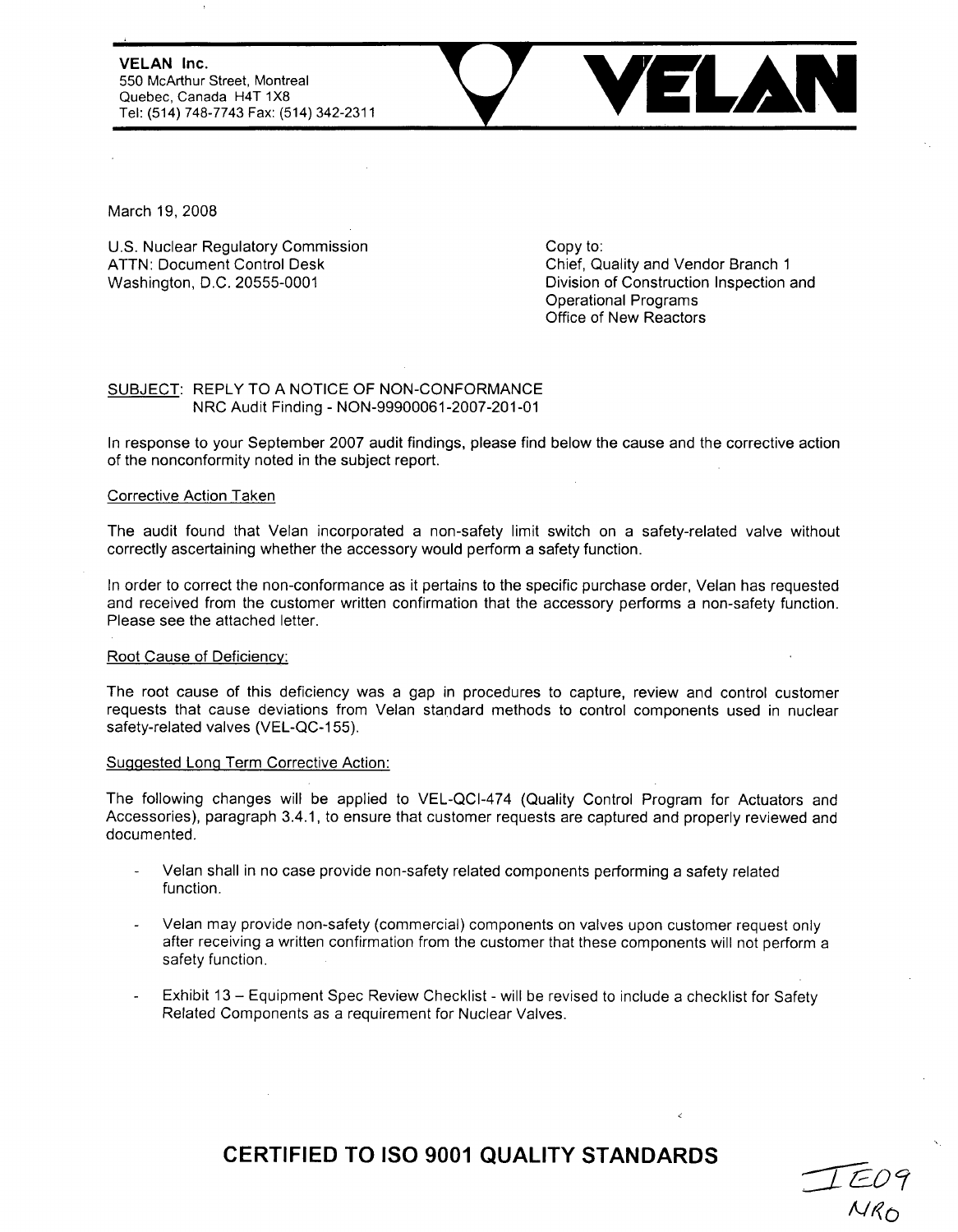**VELAN Inc.**
550 McArthur Street, Montreal
Quebec, Canada H4T 1X8
Tel: (514) 748-7743 Fax: (514) 342-2311

**VELAN**

March 19, 2008

U.S. Nuclear Regulatory Commission
ATTN: Document Control Desk
Washington, D.C. 20555-0001

Copy to:
Chief, Quality and Vendor Branch 1
Division of Construction Inspection and Operational Programs
Office of New Reactors

SUBJECT: REPLY TO A NOTICE OF NON-CONFORMANCE
NRC Audit Finding - NON-99900061-2007-201-01

In response to your September 2007 audit findings, please find below the cause and the corrective action of the nonconformity noted in the subject report.

Corrective Action Taken

The audit found that Velan incorporated a non-safety limit switch on a safety-related valve without correctly ascertaining whether the accessory would perform a safety function.

In order to correct the non-conformance as it pertains to the specific purchase order, Velan has requested and received from the customer written confirmation that the accessory performs a non-safety function. Please see the attached letter.

Root Cause of Deficiency:

The root cause of this deficiency was a gap in procedures to capture, review and control customer requests that cause deviations from Velan standard methods to control components used in nuclear safety-related valves (VEL-QC-155).

Suggested Long Term Corrective Action:

The following changes will be applied to VEL-QCI-474 (Quality Control Program for Actuators and Accessories), paragraph 3.4.1, to ensure that customer requests are captured and properly reviewed and documented.

- Velan shall in no case provide non-safety related components performing a safety related function.
- Velan may provide non-safety (commercial) components on valves upon customer request only after receiving a written confirmation from the customer that these components will not perform a safety function.
- Exhibit 13 – Equipment Spec Review Checklist - will be revised to include a checklist for Safety Related Components as a requirement for Nuclear Valves.

**CERTIFIED TO ISO 9001 QUALITY STANDARDS**

IE09
NRO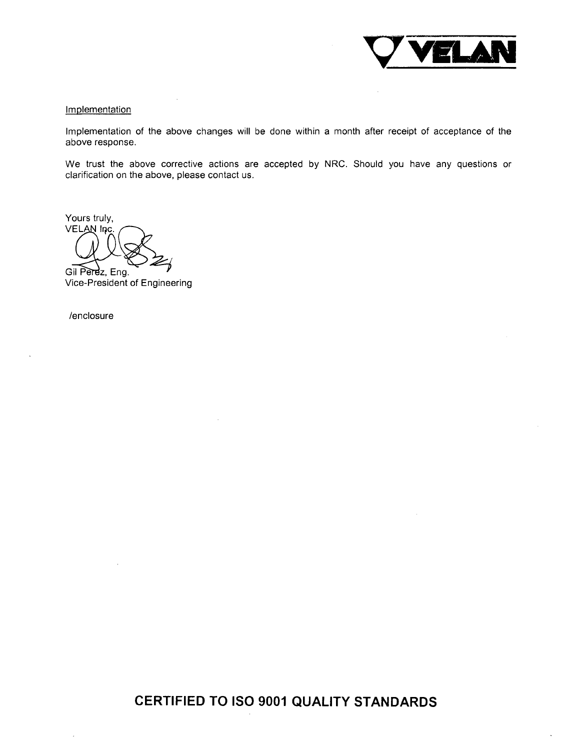VELAN

Implementation

Implementation of the above changes will be done within a month after receipt of acceptance of the above response.

We trust the above corrective actions are accepted by NRC. Should you have any questions or clarification on the above, please contact us.

Yours truly,
VELAN Inc.

Gil Perez, Eng.
Vice-President of Engineering

/enclosure

**CERTIFIED TO ISO 9001 QUALITY STANDARDS**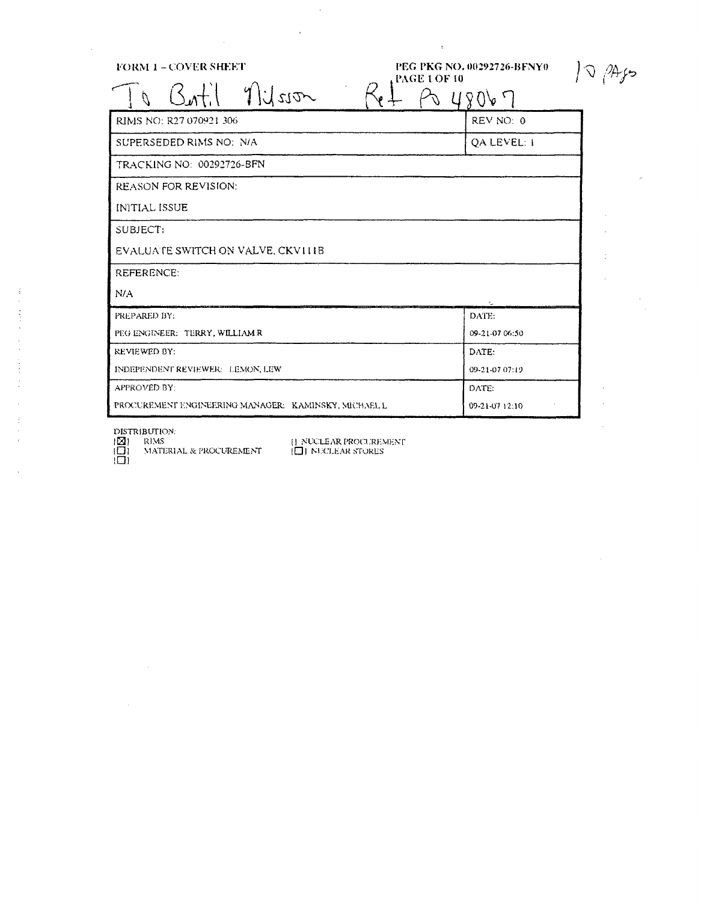**FORM 1 – COVER SHEET**

**PEG PKG NO. 00292726-BFNY0**
**PAGE 1 OF 10**

10 PAGES

To Bertil Nilsson Ref PO 48067

| RIMS NO: R27 070921 306 | REV NO: 0 |
|---|---|
| SUPERSEDED RIMS NO: N/A | QA LEVEL: 1 |
| TRACKING NO: 00292726-BFN | |
| REASON FOR REVISION: | |
| INITIAL ISSUE | |
| SUBJECT: | |
| EVALUATE SWITCH ON VALVE, CKV111B | |
| REFERENCE: | |
| N/A | |
| PREPARED BY: | DATE: |
| PEG ENGINEER: TERRY, WILLIAM R | 09-21-07 06:50 |
| REVIEWED BY: | DATE: |
| INDEPENDENT REVIEWER: LEMON, LEW | 09-21-07 07:19 |
| APPROVED BY: | DATE: |
| PROCUREMENT ENGINEERING MANAGER: KAMINSKY, MICHAEL L | 09-21-07 12:10 |

DISTRIBUTION:

- [X] RIMS
- [ ] MATERIAL & PROCUREMENT
- [ ]
- [ ] NUCLEAR PROCUREMENT
- [ ] NUCLEAR STORES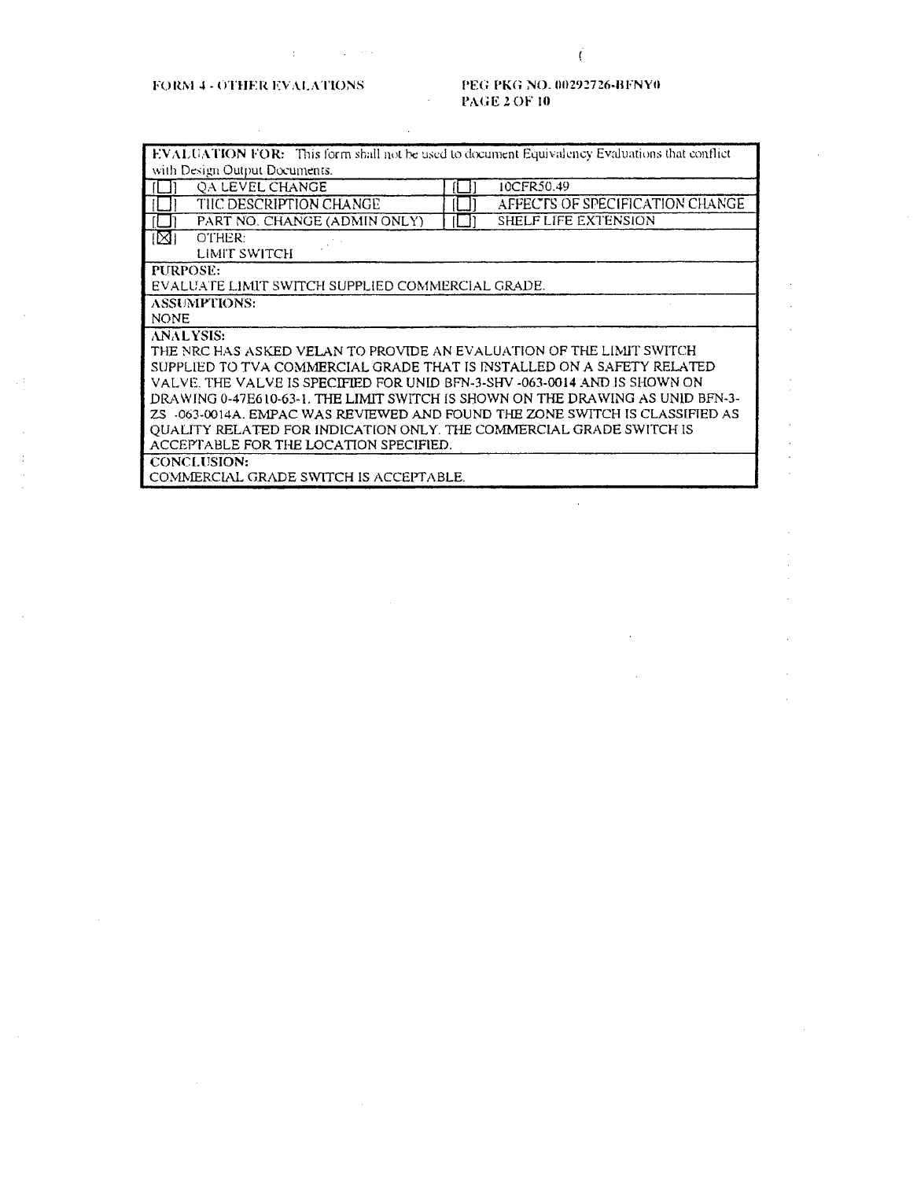FORM 4 - OTHER EVALATIONS

PEG PKG NO. 00292726-BFNY0

| **EVALUATION FOR:** This form shall not be used to document Equivalency Evaluations that conflict with Design Output Documents. | |
|---|---|
| [☐] QA LEVEL CHANGE | [☐] 10CFR50.49 |
| [☐] THC DESCRIPTION CHANGE | [☐] AFFECTS OF SPECIFICATION CHANGE |
| [☐] PART NO. CHANGE (ADMIN ONLY) | [☐] SHELF LIFE EXTENSION |
| [☒] OTHER: LIMIT SWITCH | |
| **PURPOSE:** EVALUATE LIMIT SWITCH SUPPLIED COMMERCIAL GRADE. | |
| **ASSUMPTIONS:** NONE | |
| **ANALYSIS:** THE NRC HAS ASKED VELAN TO PROVIDE AN EVALUATION OF THE LIMIT SWITCH SUPPLIED TO TVA COMMERCIAL GRADE THAT IS INSTALLED ON A SAFETY RELATED VALVE. THE VALVE IS SPECIFIED FOR UNID BFN-3-SHV -063-0014 AND IS SHOWN ON DRAWING 0-47E610-63-1. THE LIMIT SWITCH IS SHOWN ON THE DRAWING AS UNID BFN-3-ZS -063-0014A. EMPAC WAS REVIEWED AND FOUND THE ZONE SWITCH IS CLASSIFIED AS QUALITY RELATED FOR INDICATION ONLY. THE COMMERCIAL GRADE SWITCH IS ACCEPTABLE FOR THE LOCATION SPECIFIED. | |
| **CONCLUSION:** COMMERCIAL GRADE SWITCH IS ACCEPTABLE. | |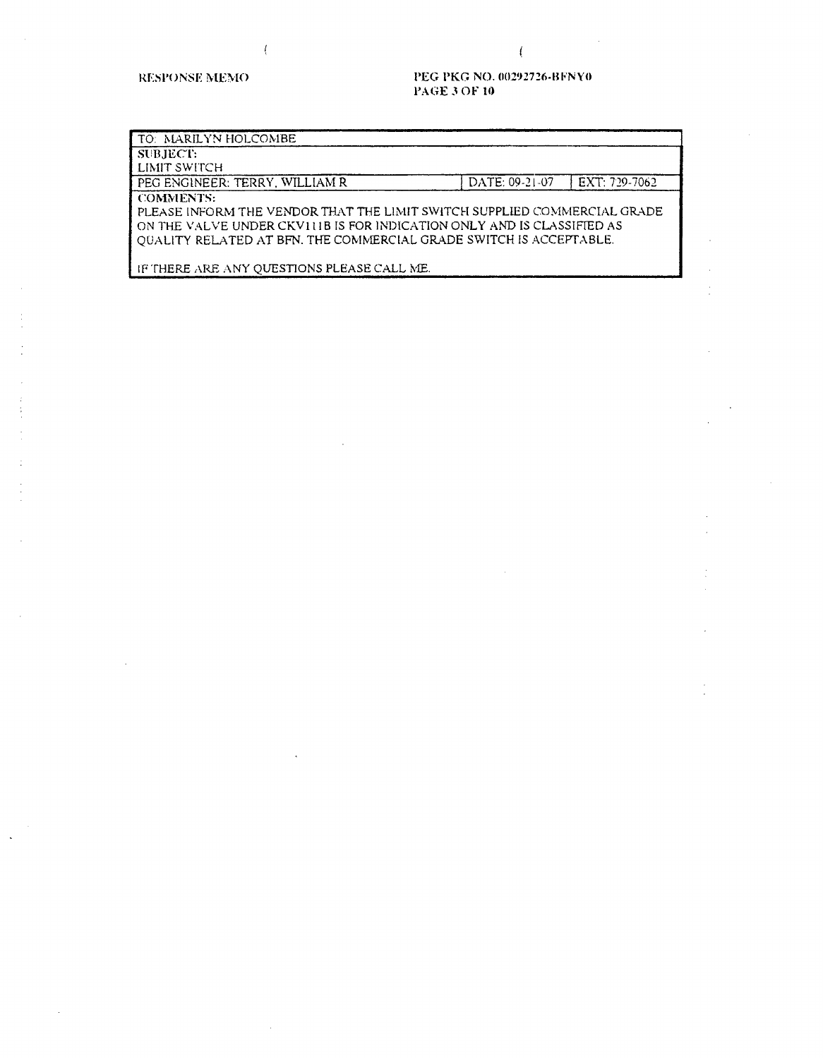RESPONSE MEMO

PEG PKG NO. 00292726-BFNY0

| TO: MARILYN HOLCOMBE | | |
|---|---|---|
| SUBJECT:<br>LIMIT SWITCH | | |
| PEG ENGINEER: TERRY, WILLIAM R | DATE: 09-21-07 | EXT: 729-7062 |
| COMMENTS:<br>PLEASE INFORM THE VENDOR THAT THE LIMIT SWITCH SUPPLIED COMMERCIAL GRADE ON THE VALVE UNDER CKV111B IS FOR INDICATION ONLY AND IS CLASSIFIED AS QUALITY RELATED AT BFN. THE COMMERCIAL GRADE SWITCH IS ACCEPTABLE.<br><br>IF THERE ARE ANY QUESTIONS PLEASE CALL ME. | | |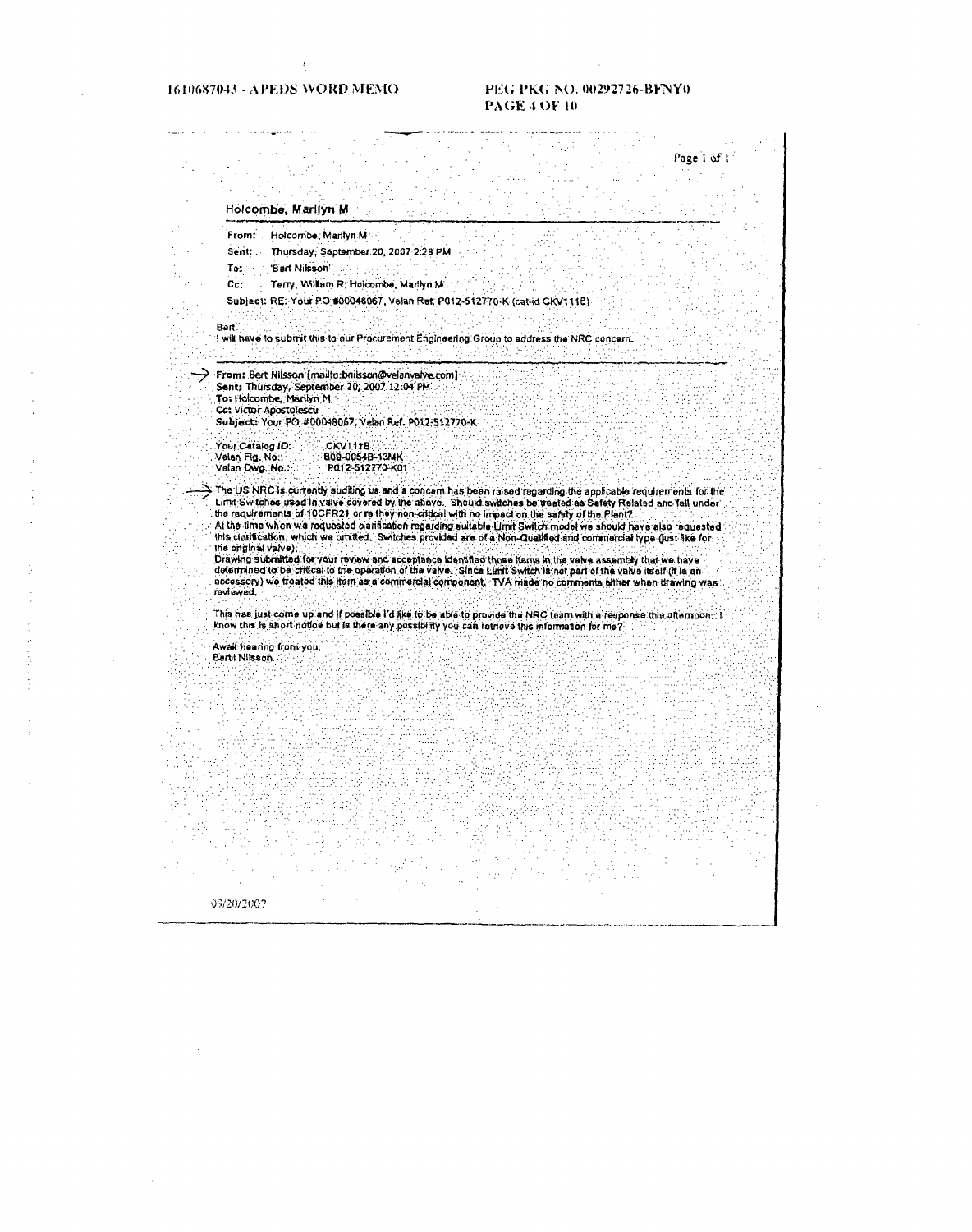# Holcombe, Marilyn M

**From:** Holcombe, Marilyn M
**Sent:** Thursday, September 20, 2007 2:28 PM
**To:** 'Bart Nilsson'
**Cc:** Terry, William R; Holcombe, Marilyn M
**Subject:** RE: Your PO #00048067, Velan Ref. P012-512770-K (cat-id CKV111B)

Bert

I will have to submit this to our Procurement Engineering Group to address the NRC concern.

---

→ **From:** Bert Nilsson [mailto:bnilsson@velanvalve.com]
**Sent:** Thursday, September 20, 2007 12:04 PM
**To:** Holcombe, Marilyn M
**Cc:** Victor Apostolescu
**Subject:** Your PO #00048067, Velan Ref. P012-512770-K

Your Catalog ID: CKV111B
Velan Fig. No.: B09-0054B-13MK
Velan Dwg. No.: P012-512770-K01

→ The US NRC is currently auditing us and a concern has been raised regarding the applicable requirements for the Limit Switches used in valve covered by the above. Should switches be treated as Safety Related and fall under the requirements of 10CFR21 or re they non-critical with no impact on the safety of the Plant?
At the time when we requested clarification regarding suitable Limit Switch model we should have also requested this clarification, which we omitted. Switches provided are of a Non-Qualified and commercial type (just like for the original valve).
Drawing submitted for your review and acceptance identified those items in the valve assembly that we have determined to be critical to the operation of the valve. Since Limit Switch is not part of the valve itself (it is an accessory) we treated this item as a commercial component. TVA made no comments either when drawing was reviewed.

This has just come up and if possible I'd like to be able to provide the NRC team with a response this afternoon. I know this is short notice but is there any possibility you can retrieve this information for me?

Await hearing from you.
Bertil Nilsson

09/20/2007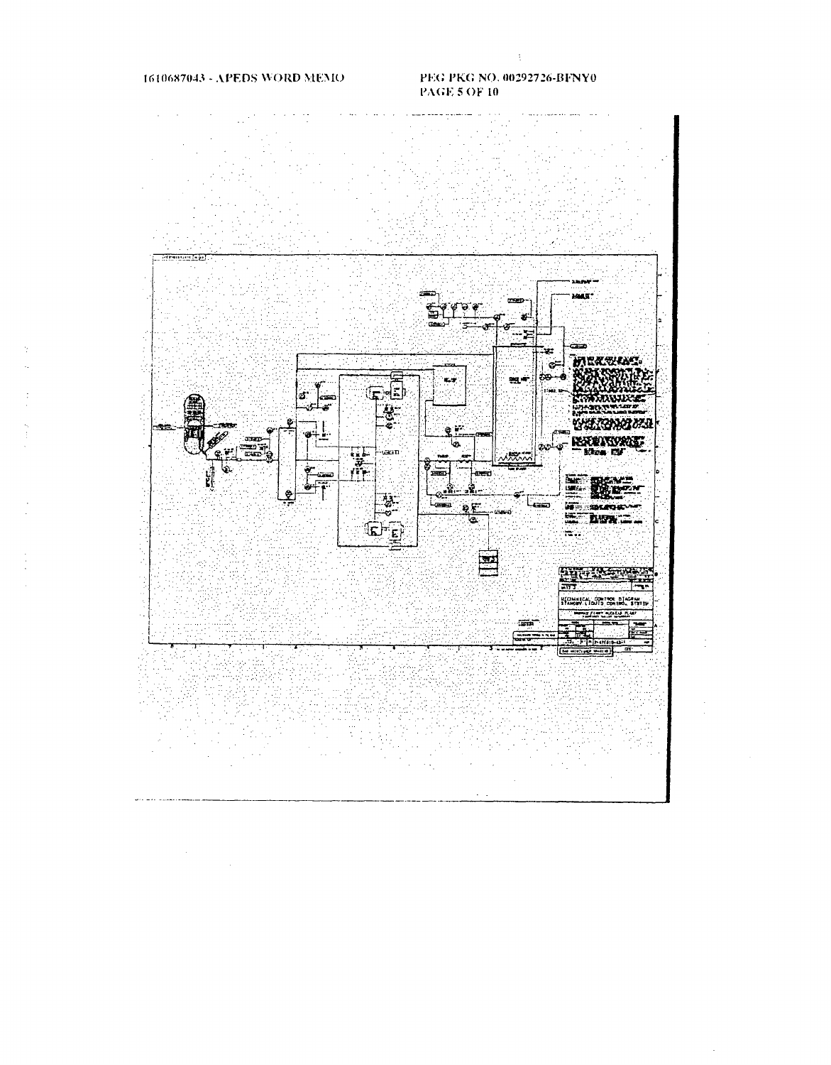MECHANICAL CONTROL DIAGRAM
STANDBY LIQUID CONTROL SYSTEM

BROWNS FERRY NUCLEAR PLANT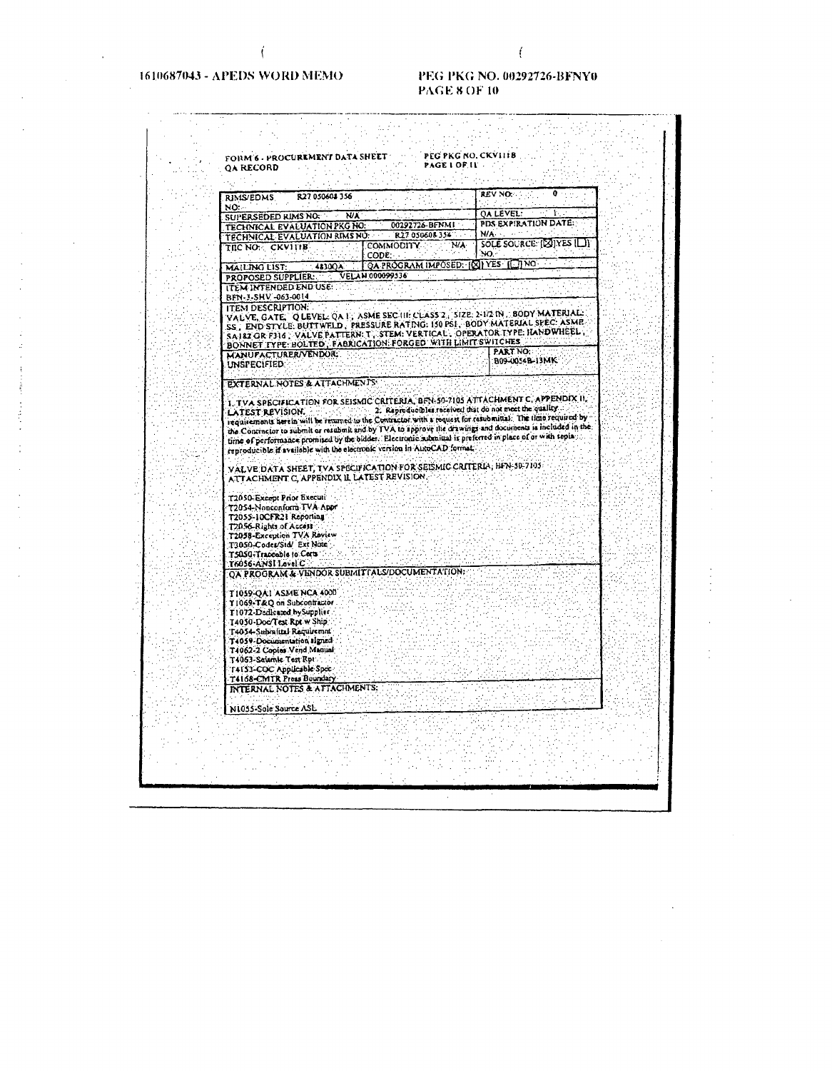1610687043 - APEDS WORD MEMO

PEG PKG NO. 00292726-BFNY0

FORM 6 - PROCUREMENT DATA SHEET
QA RECORD

PEG PKG NO. CKV111B
PAGE 1 OF 11

| | | |
|---|---|---|
| RIMS/EDMS NO: R27 050608 356 | | REV NO: 0 |
| SUPERSEDED RIMS NO: N/A | | QA LEVEL: 1 |
| TECHNICAL EVALUATION PKG NO: 00292726-BFNM1 | | PDS EXPIRATION DATE: N/A |
| TECHNICAL EVALUATION RIMS NO: R27 050608 354 | | |
| TIIC NO: CKV111B | COMMODITY CODE: N/A | SOLE SOURCE: [X] YES [ ] NO |
| MAILING LIST: 4830QA | QA PROGRAM IMPOSED: [X] YES [ ] NO | |
| PROPOSED SUPPLIER: VELAN 000099536 | | |

ITEM INTENDED END USE:
BFN-3-SHV-063-0014

ITEM DESCRIPTION:
VALVE, GATE, Q LEVEL: QA 1, ASME SEC III: CLASS 2, SIZE: 2-1/2 IN, BODY MATERIAL: SS, END STYLE: BUTTWELD, PRESSURE RATING: 150 PSI, BODY MATERIAL SPEC: ASME SA182 GR F316, VALVE PATTERN: T, STEM: VERTICAL, OPERATOR TYPE: HANDWHEEL, BONNET TYPE: BOLTED, FABRICATION: FORGED WITH LIMIT SWITCHES

| MANUFACTURER/VENDOR: | PART NO: |
|---|---|
| UNSPECIFIED | B09-0054B-13MK |

EXTERNAL NOTES & ATTACHMENTS:

1. TVA SPECIFICATION FOR SEISMIC CRITERIA, BFN-50-7105 ATTACHMENT C, APPENDIX II, LATEST REVISION. 2. Reproducibles received that do not meet the quality requirements herein will be returned to the Contractor with a request for resubmittal. The time required by the Contractor to submit or resubmit and by TVA to approve the drawings and documents is included in the time of performance promised by the bidder. Electronic submittal is preferred in place of or with sepia reproducible if available with the electronic version in AutoCAD format.

VALVE DATA SHEET, TVA SPECIFICATION FOR SEISMIC CRITERIA, BFN-50-7105 ATTACHMENT C, APPENDIX II, LATEST REVISION.

T2050-Except Prior Executi
T2054-Nonconform TVA Appr
T2055-10CFR21 Reporting
T2056-Rights of Access
T2058-Exception TVA Review
T3050-Codes/Std/ Ext Note
T5050-Traceable to Certs
T6056-ANSI Level C

QA PROGRAM & VENDOR SUBMITTALS/DOCUMENTATION:

T1059-QA1 ASME NCA 4000
T1069-T&Q on Subcontractor
T1072-Dedicated by Supplier
T4050-Doc/Test Rpt w Ship
T4054-Submittal Requiremnt
T4059-Documentation signed
T4062-2 Copies Vend Manual
T4063-Seismic Test Rpt
T4153-COC Applicable Spec
T4168-CMTR Press Boundary

INTERNAL NOTES & ATTACHMENTS:

N1055-Sole Source ASL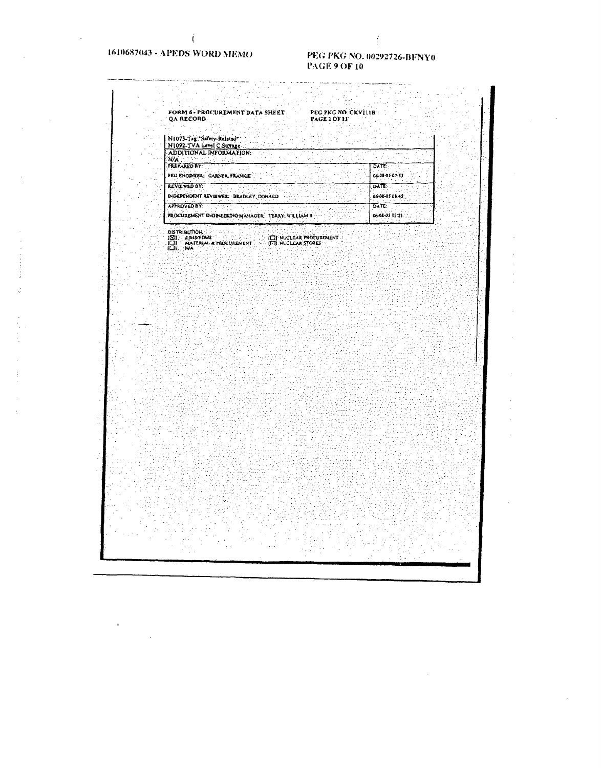1610687043 - APEDS WORD MEMO

PEG PKG NO. 00292726-BFNY0

FORM 6 - PROCUREMENT DATA SHEET
QA RECORD

PEG PKG NO. CKV111B
PAGE 2 OF 11

| N1073-Tag "Safety-Related"<br>N1092-TVA Level C Storage | |
|---|---|
| ADDITIONAL INFORMATION:<br>N/A | |
| PREPARED BY: | DATE: |
| PEG ENGINEER: GARNER, FRANKIE | 06-08-05 07:53 |
| REVIEWED BY: | DATE: |
| INDEPENDENT REVIEWER: BRADLEY, DONALD | 06-08-05 08:45 |
| APPROVED BY: | DATE: |
| PROCUREMENT ENGINEERING MANAGER: TERRY, WILLIAM R | 06-08-05 15:21 |

DISTRIBUTION:

- [X] RIMS/EDMS
- [ ] MATERIAL & PROCUREMENT
- [ ] N/A
- [ ] NUCLEAR PROCUREMENT
- [ ] NUCLEAR STORES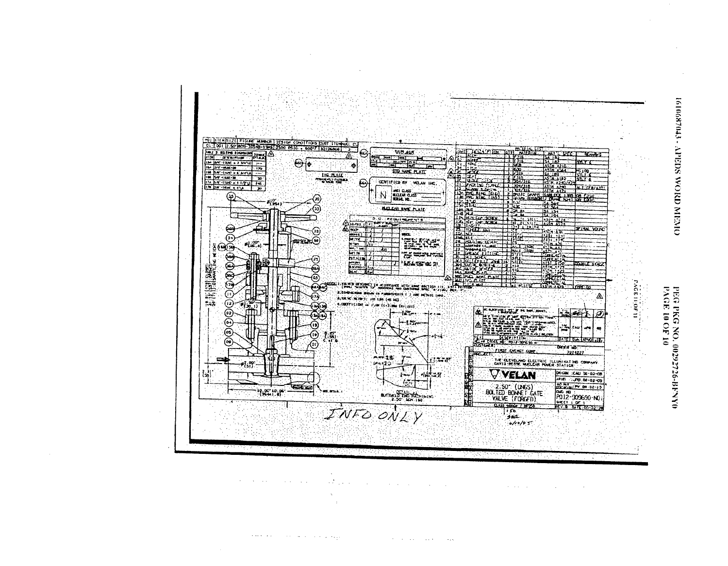2.50" (UNGS)
BOLTED BONNET GATE
VALVE (FORGED)

VELAN

P012-909690-N0

THE CLEVELAND ELECTRIC ILLUMINATING COMPANY
DAVIS-BESSE NUCLEAR POWER STATION

FIRST ENERGY CORP

ORDER NO.: 7021827

STD NAME PLATE

NUCLEAR NAME PLATE

TAG PLATE

CERTIFIED BY VELAN INC.

MATERIAL LIST

Q.C. REQUIREMENTS

DETAIL A
BUTTWELD END MACHINING
2.50" SCH 160

NOTES:
1. VALVES DESIGNED IN ACCORDANCE WITH ASME SECTION III
2. DIMENSIONS SHOWN IN PARENTHESES ( ) ARE METRIC (MM).
3. VALVE WEIGHT: 100 LBS (45 KG)

INFO ONLY